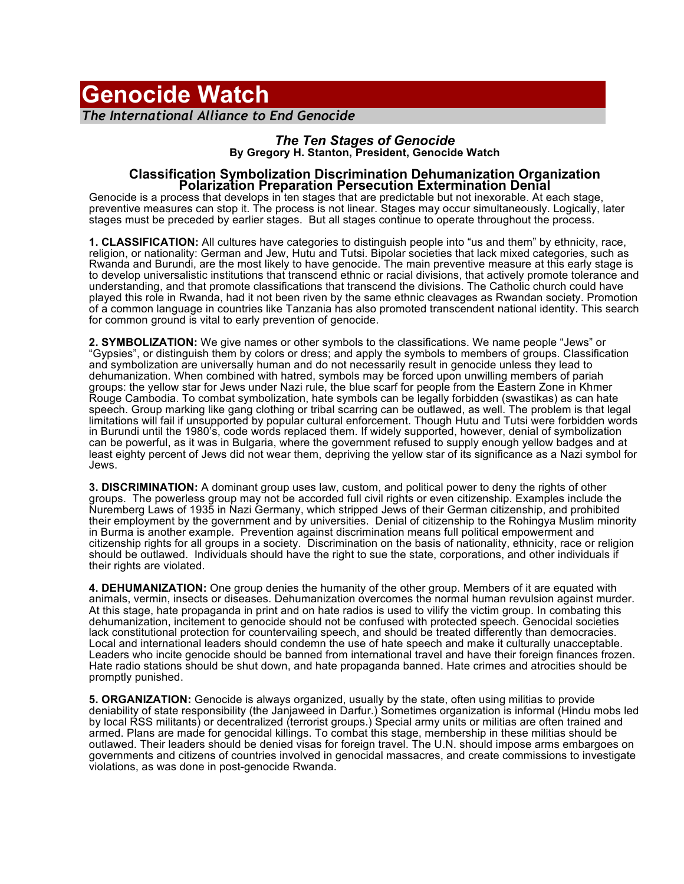# Genocide Watch

***The International Alliance to End Genocide***

## *The Ten Stages of Genocide*

**By Gregory H. Stanton, President, Genocide Watch**

### Classification Symbolization Discrimination Dehumanization Organization Polarization Preparation Persecution Extermination Denial

Genocide is a process that develops in ten stages that are predictable but not inexorable. At each stage, preventive measures can stop it. The process is not linear. Stages may occur simultaneously. Logically, later stages must be preceded by earlier stages. But all stages continue to operate throughout the process.

**1. CLASSIFICATION:** All cultures have categories to distinguish people into "us and them" by ethnicity, race, religion, or nationality: German and Jew, Hutu and Tutsi. Bipolar societies that lack mixed categories, such as Rwanda and Burundi, are the most likely to have genocide. The main preventive measure at this early stage is to develop universalistic institutions that transcend ethnic or racial divisions, that actively promote tolerance and understanding, and that promote classifications that transcend the divisions. The Catholic church could have played this role in Rwanda, had it not been riven by the same ethnic cleavages as Rwandan society. Promotion of a common language in countries like Tanzania has also promoted transcendent national identity. This search for common ground is vital to early prevention of genocide.

**2. SYMBOLIZATION:** We give names or other symbols to the classifications. We name people "Jews" or "Gypsies", or distinguish them by colors or dress; and apply the symbols to members of groups. Classification and symbolization are universally human and do not necessarily result in genocide unless they lead to dehumanization. When combined with hatred, symbols may be forced upon unwilling members of pariah groups: the yellow star for Jews under Nazi rule, the blue scarf for people from the Eastern Zone in Khmer Rouge Cambodia. To combat symbolization, hate symbols can be legally forbidden (swastikas) as can hate speech. Group marking like gang clothing or tribal scarring can be outlawed, as well. The problem is that legal limitations will fail if unsupported by popular cultural enforcement. Though Hutu and Tutsi were forbidden words in Burundi until the 1980's, code words replaced them. If widely supported, however, denial of symbolization can be powerful, as it was in Bulgaria, where the government refused to supply enough yellow badges and at least eighty percent of Jews did not wear them, depriving the yellow star of its significance as a Nazi symbol for Jews.

**3. DISCRIMINATION:** A dominant group uses law, custom, and political power to deny the rights of other groups. The powerless group may not be accorded full civil rights or even citizenship. Examples include the Nuremberg Laws of 1935 in Nazi Germany, which stripped Jews of their German citizenship, and prohibited their employment by the government and by universities. Denial of citizenship to the Rohingya Muslim minority in Burma is another example. Prevention against discrimination means full political empowerment and citizenship rights for all groups in a society. Discrimination on the basis of nationality, ethnicity, race or religion should be outlawed. Individuals should have the right to sue the state, corporations, and other individuals if their rights are violated.

**4. DEHUMANIZATION:** One group denies the humanity of the other group. Members of it are equated with animals, vermin, insects or diseases. Dehumanization overcomes the normal human revulsion against murder. At this stage, hate propaganda in print and on hate radios is used to vilify the victim group. In combating this dehumanization, incitement to genocide should not be confused with protected speech. Genocidal societies lack constitutional protection for countervailing speech, and should be treated differently than democracies. Local and international leaders should condemn the use of hate speech and make it culturally unacceptable. Leaders who incite genocide should be banned from international travel and have their foreign finances frozen. Hate radio stations should be shut down, and hate propaganda banned. Hate crimes and atrocities should be promptly punished.

**5. ORGANIZATION:** Genocide is always organized, usually by the state, often using militias to provide deniability of state responsibility (the Janjaweed in Darfur.) Sometimes organization is informal (Hindu mobs led by local RSS militants) or decentralized (terrorist groups.) Special army units or militias are often trained and armed. Plans are made for genocidal killings. To combat this stage, membership in these militias should be outlawed. Their leaders should be denied visas for foreign travel. The U.N. should impose arms embargoes on governments and citizens of countries involved in genocidal massacres, and create commissions to investigate violations, as was done in post-genocide Rwanda.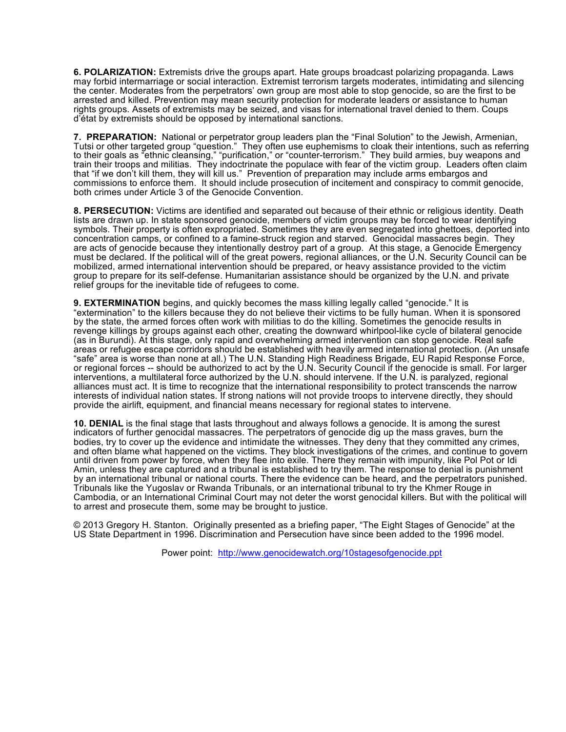**6. POLARIZATION:** Extremists drive the groups apart. Hate groups broadcast polarizing propaganda. Laws may forbid intermarriage or social interaction. Extremist terrorism targets moderates, intimidating and silencing the center. Moderates from the perpetrators' own group are most able to stop genocide, so are the first to be arrested and killed. Prevention may mean security protection for moderate leaders or assistance to human rights groups. Assets of extremists may be seized, and visas for international travel denied to them. Coups d'état by extremists should be opposed by international sanctions.

**7. PREPARATION:** National or perpetrator group leaders plan the "Final Solution" to the Jewish, Armenian, Tutsi or other targeted group "question." They often use euphemisms to cloak their intentions, such as referring to their goals as "ethnic cleansing," "purification," or "counter-terrorism." They build armies, buy weapons and train their troops and militias. They indoctrinate the populace with fear of the victim group. Leaders often claim that "if we don't kill them, they will kill us." Prevention of preparation may include arms embargos and commissions to enforce them. It should include prosecution of incitement and conspiracy to commit genocide, both crimes under Article 3 of the Genocide Convention.

**8. PERSECUTION:** Victims are identified and separated out because of their ethnic or religious identity. Death lists are drawn up. In state sponsored genocide, members of victim groups may be forced to wear identifying symbols. Their property is often expropriated. Sometimes they are even segregated into ghettoes, deported into concentration camps, or confined to a famine-struck region and starved. Genocidal massacres begin. They are acts of genocide because they intentionally destroy part of a group. At this stage, a Genocide Emergency must be declared. If the political will of the great powers, regional alliances, or the U.N. Security Council can be mobilized, armed international intervention should be prepared, or heavy assistance provided to the victim group to prepare for its self-defense. Humanitarian assistance should be organized by the U.N. and private relief groups for the inevitable tide of refugees to come.

**9. EXTERMINATION** begins, and quickly becomes the mass killing legally called "genocide." It is "extermination" to the killers because they do not believe their victims to be fully human. When it is sponsored by the state, the armed forces often work with militias to do the killing. Sometimes the genocide results in revenge killings by groups against each other, creating the downward whirlpool-like cycle of bilateral genocide (as in Burundi). At this stage, only rapid and overwhelming armed intervention can stop genocide. Real safe areas or refugee escape corridors should be established with heavily armed international protection. (An unsafe "safe" area is worse than none at all.) The U.N. Standing High Readiness Brigade, EU Rapid Response Force, or regional forces -- should be authorized to act by the U.N. Security Council if the genocide is small. For larger interventions, a multilateral force authorized by the U.N. should intervene. If the U.N. is paralyzed, regional alliances must act. It is time to recognize that the international responsibility to protect transcends the narrow interests of individual nation states. If strong nations will not provide troops to intervene directly, they should provide the airlift, equipment, and financial means necessary for regional states to intervene.

**10. DENIAL** is the final stage that lasts throughout and always follows a genocide. It is among the surest indicators of further genocidal massacres. The perpetrators of genocide dig up the mass graves, burn the bodies, try to cover up the evidence and intimidate the witnesses. They deny that they committed any crimes, and often blame what happened on the victims. They block investigations of the crimes, and continue to govern until driven from power by force, when they flee into exile. There they remain with impunity, like Pol Pot or Idi Amin, unless they are captured and a tribunal is established to try them. The response to denial is punishment by an international tribunal or national courts. There the evidence can be heard, and the perpetrators punished. Tribunals like the Yugoslav or Rwanda Tribunals, or an international tribunal to try the Khmer Rouge in Cambodia, or an International Criminal Court may not deter the worst genocidal killers. But with the political will to arrest and prosecute them, some may be brought to justice.

© 2013 Gregory H. Stanton. Originally presented as a briefing paper, "The Eight Stages of Genocide" at the US State Department in 1996. Discrimination and Persecution have since been added to the 1996 model.

Power point: http://www.genocidewatch.org/10stagesofgenocide.ppt